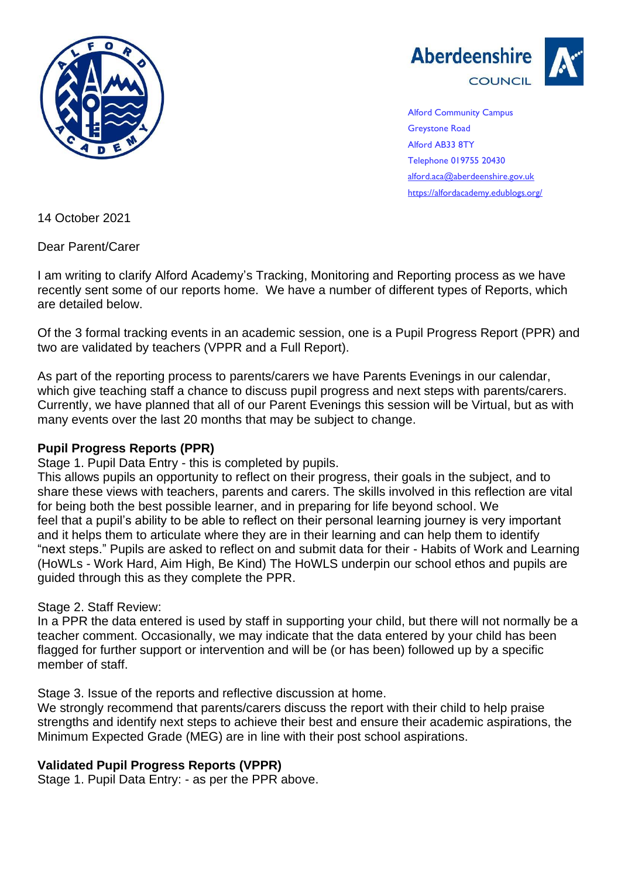Alford Community Campus
Greystone Road
Alford AB33 8TY
Telephone 019755 20430
alford.aca@aberdeenshire.gov.uk
https://alfordacademy.edublogs.org/

14 October 2021

Dear Parent/Carer

I am writing to clarify Alford Academy's Tracking, Monitoring and Reporting process as we have recently sent some of our reports home. We have a number of different types of Reports, which are detailed below.

Of the 3 formal tracking events in an academic session, one is a Pupil Progress Report (PPR) and two are validated by teachers (VPPR and a Full Report).

As part of the reporting process to parents/carers we have Parents Evenings in our calendar, which give teaching staff a chance to discuss pupil progress and next steps with parents/carers. Currently, we have planned that all of our Parent Evenings this session will be Virtual, but as with many events over the last 20 months that may be subject to change.

**Pupil Progress Reports (PPR)**

Stage 1. Pupil Data Entry - this is completed by pupils.

This allows pupils an opportunity to reflect on their progress, their goals in the subject, and to share these views with teachers, parents and carers. The skills involved in this reflection are vital for being both the best possible learner, and in preparing for life beyond school. We feel that a pupil's ability to be able to reflect on their personal learning journey is very important and it helps them to articulate where they are in their learning and can help them to identify "next steps." Pupils are asked to reflect on and submit data for their - Habits of Work and Learning (HoWLs - Work Hard, Aim High, Be Kind) The HoWLS underpin our school ethos and pupils are guided through this as they complete the PPR.

Stage 2. Staff Review:

In a PPR the data entered is used by staff in supporting your child, but there will not normally be a teacher comment. Occasionally, we may indicate that the data entered by your child has been flagged for further support or intervention and will be (or has been) followed up by a specific member of staff.

Stage 3. Issue of the reports and reflective discussion at home.

We strongly recommend that parents/carers discuss the report with their child to help praise strengths and identify next steps to achieve their best and ensure their academic aspirations, the Minimum Expected Grade (MEG) are in line with their post school aspirations.

**Validated Pupil Progress Reports (VPPR)**

Stage 1. Pupil Data Entry: - as per the PPR above.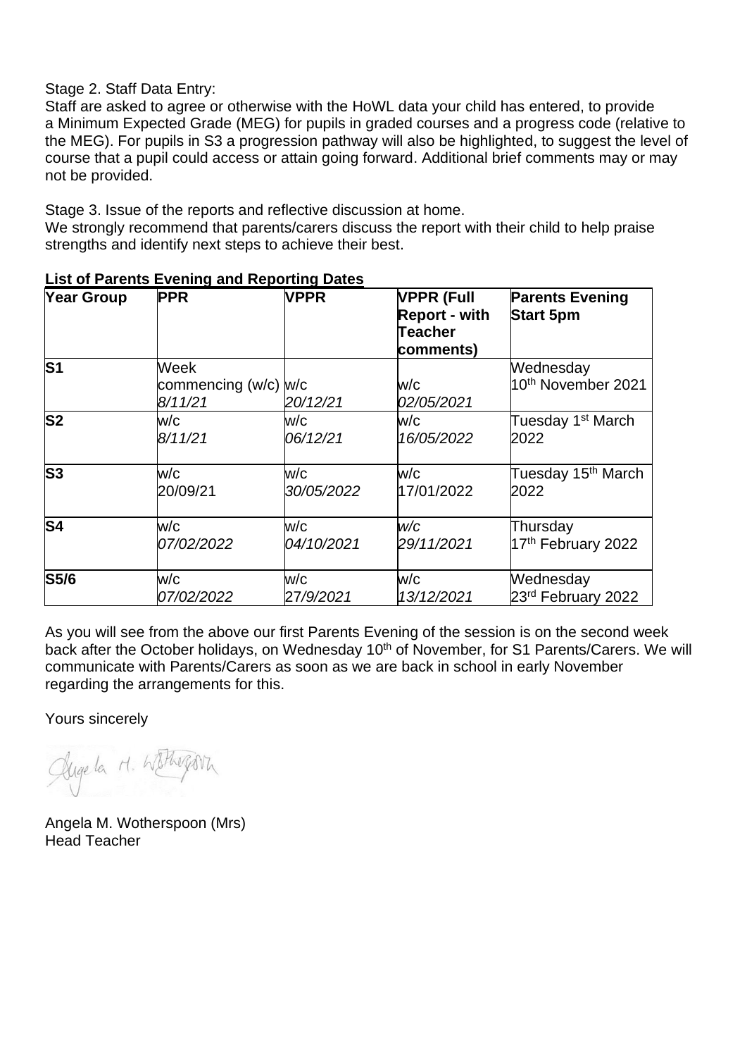Stage 2. Staff Data Entry:
Staff are asked to agree or otherwise with the HoWL data your child has entered, to provide a Minimum Expected Grade (MEG) for pupils in graded courses and a progress code (relative to the MEG). For pupils in S3 a progression pathway will also be highlighted, to suggest the level of course that a pupil could access or attain going forward. Additional brief comments may or may not be provided.

Stage 3. Issue of the reports and reflective discussion at home.
We strongly recommend that parents/carers discuss the report with their child to help praise strengths and identify next steps to achieve their best.

**List of Parents Evening and Reporting Dates**

| **Year Group** | **PPR** | **VPPR** | **VPPR (Full Report - with Teacher comments)** | **Parents Evening Start 5pm** |
|---|---|---|---|---|
| **S1** | Week commencing (w/c) *8/11/21* | w/c *20/12/21* | w/c *02/05/2021* | Wednesday 10th November 2021 |
| **S2** | w/c *8/11/21* | w/c *06/12/21* | w/c *16/05/2022* | Tuesday 1st March 2022 |
| **S3** | w/c 20/09/21 | w/c *30/05/2022* | w/c 17/01/2022 | Tuesday 15th March 2022 |
| **S4** | w/c *07/02/2022* | w/c *04/10/2021* | *w/c 29/11/2021* | Thursday 17th February 2022 |
| **S5/6** | w/c *07/02/2022* | w/c *27/9/2021* | w/c *13/12/2021* | Wednesday 23rd February 2022 |

As you will see from the above our first Parents Evening of the session is on the second week back after the October holidays, on Wednesday 10th of November, for S1 Parents/Carers. We will communicate with Parents/Carers as soon as we are back in school in early November regarding the arrangements for this.

Yours sincerely

Angela M. Wotherspoon

Angela M. Wotherspoon (Mrs)
Head Teacher